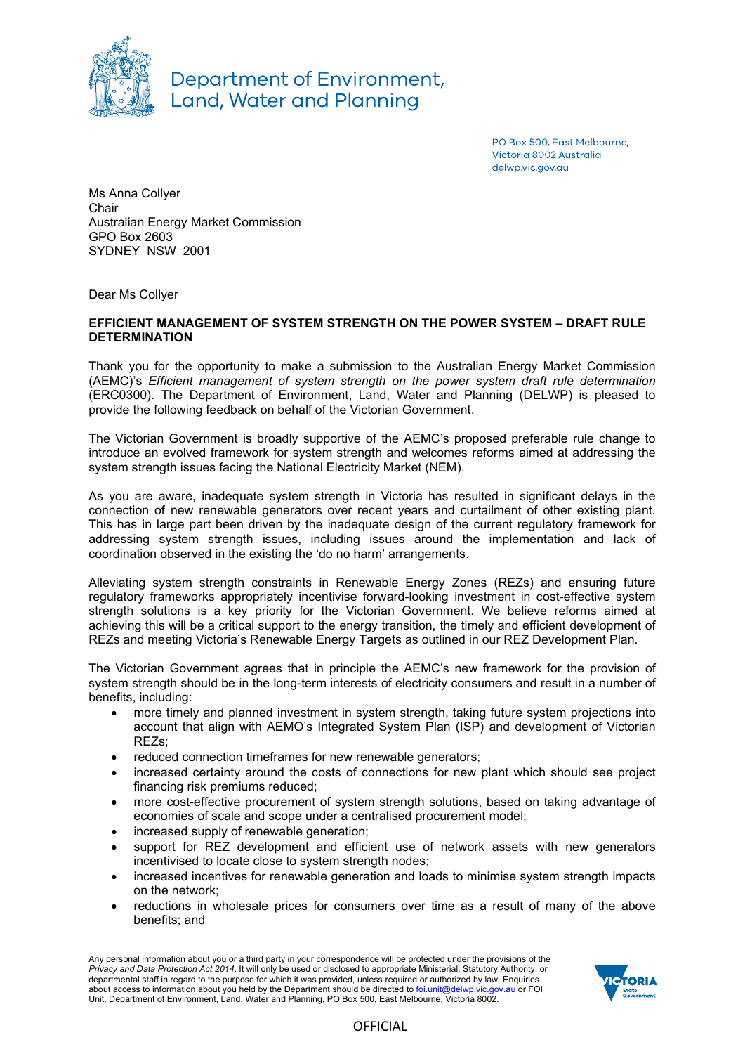Department of Environment, Land, Water and Planning

PO Box 500, East Melbourne,
Victoria 8002 Australia
delwp.vic.gov.au

Ms Anna Collyer
Chair
Australian Energy Market Commission
GPO Box 2603
SYDNEY NSW 2001

Dear Ms Collyer

**EFFICIENT MANAGEMENT OF SYSTEM STRENGTH ON THE POWER SYSTEM – DRAFT RULE DETERMINATION**

Thank you for the opportunity to make a submission to the Australian Energy Market Commission (AEMC)'s *Efficient management of system strength on the power system draft rule determination* (ERC0300). The Department of Environment, Land, Water and Planning (DELWP) is pleased to provide the following feedback on behalf of the Victorian Government.

The Victorian Government is broadly supportive of the AEMC's proposed preferable rule change to introduce an evolved framework for system strength and welcomes reforms aimed at addressing the system strength issues facing the National Electricity Market (NEM).

As you are aware, inadequate system strength in Victoria has resulted in significant delays in the connection of new renewable generators over recent years and curtailment of other existing plant. This has in large part been driven by the inadequate design of the current regulatory framework for addressing system strength issues, including issues around the implementation and lack of coordination observed in the existing the 'do no harm' arrangements.

Alleviating system strength constraints in Renewable Energy Zones (REZs) and ensuring future regulatory frameworks appropriately incentivise forward-looking investment in cost-effective system strength solutions is a key priority for the Victorian Government. We believe reforms aimed at achieving this will be a critical support to the energy transition, the timely and efficient development of REZs and meeting Victoria's Renewable Energy Targets as outlined in our REZ Development Plan.

The Victorian Government agrees that in principle the AEMC's new framework for the provision of system strength should be in the long-term interests of electricity consumers and result in a number of benefits, including:

- more timely and planned investment in system strength, taking future system projections into account that align with AEMO's Integrated System Plan (ISP) and development of Victorian REZs;
- reduced connection timeframes for new renewable generators;
- increased certainty around the costs of connections for new plant which should see project financing risk premiums reduced;
- more cost-effective procurement of system strength solutions, based on taking advantage of economies of scale and scope under a centralised procurement model;
- increased supply of renewable generation;
- support for REZ development and efficient use of network assets with new generators incentivised to locate close to system strength nodes;
- increased incentives for renewable generation and loads to minimise system strength impacts on the network;
- reductions in wholesale prices for consumers over time as a result of many of the above benefits; and

Any personal information about you or a third party in your correspondence will be protected under the provisions of the *Privacy and Data Protection Act 2014*. It will only be used or disclosed to appropriate Ministerial, Statutory Authority, or departmental staff in regard to the purpose for which it was provided, unless required or authorized by law. Enquiries about access to information about you held by the Department should be directed to foi.unit@delwp.vic.gov.au or FOI Unit, Department of Environment, Land, Water and Planning, PO Box 500, East Melbourne, Victoria 8002.

OFFICIAL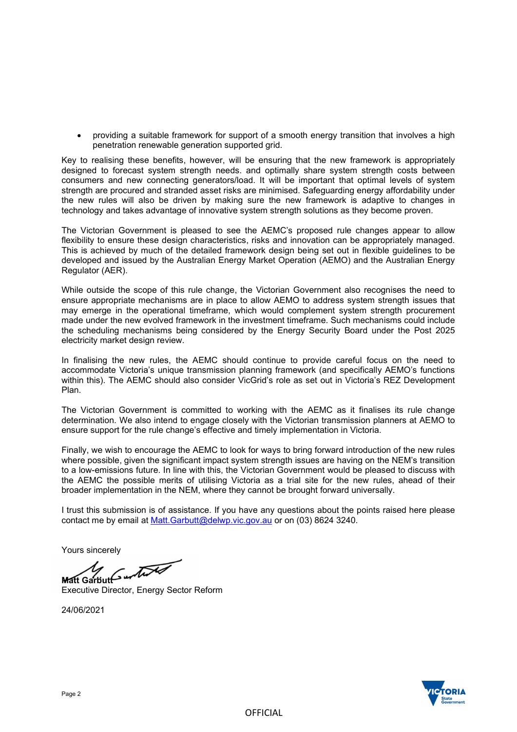- providing a suitable framework for support of a smooth energy transition that involves a high penetration renewable generation supported grid.

Key to realising these benefits, however, will be ensuring that the new framework is appropriately designed to forecast system strength needs. and optimally share system strength costs between consumers and new connecting generators/load. It will be important that optimal levels of system strength are procured and stranded asset risks are minimised. Safeguarding energy affordability under the new rules will also be driven by making sure the new framework is adaptive to changes in technology and takes advantage of innovative system strength solutions as they become proven.

The Victorian Government is pleased to see the AEMC's proposed rule changes appear to allow flexibility to ensure these design characteristics, risks and innovation can be appropriately managed. This is achieved by much of the detailed framework design being set out in flexible guidelines to be developed and issued by the Australian Energy Market Operation (AEMO) and the Australian Energy Regulator (AER).

While outside the scope of this rule change, the Victorian Government also recognises the need to ensure appropriate mechanisms are in place to allow AEMO to address system strength issues that may emerge in the operational timeframe, which would complement system strength procurement made under the new evolved framework in the investment timeframe. Such mechanisms could include the scheduling mechanisms being considered by the Energy Security Board under the Post 2025 electricity market design review.

In finalising the new rules, the AEMC should continue to provide careful focus on the need to accommodate Victoria's unique transmission planning framework (and specifically AEMO's functions within this). The AEMC should also consider VicGrid's role as set out in Victoria's REZ Development Plan.

The Victorian Government is committed to working with the AEMC as it finalises its rule change determination. We also intend to engage closely with the Victorian transmission planners at AEMO to ensure support for the rule change's effective and timely implementation in Victoria.

Finally, we wish to encourage the AEMC to look for ways to bring forward introduction of the new rules where possible, given the significant impact system strength issues are having on the NEM's transition to a low-emissions future. In line with this, the Victorian Government would be pleased to discuss with the AEMC the possible merits of utilising Victoria as a trial site for the new rules, ahead of their broader implementation in the NEM, where they cannot be brought forward universally.

I trust this submission is of assistance. If you have any questions about the points raised here please contact me by email at Matt.Garbutt@delwp.vic.gov.au or on (03) 8624 3240.

Yours sincerely

**Matt Garbutt**
Executive Director, Energy Sector Reform

24/06/2021

OFFICIAL